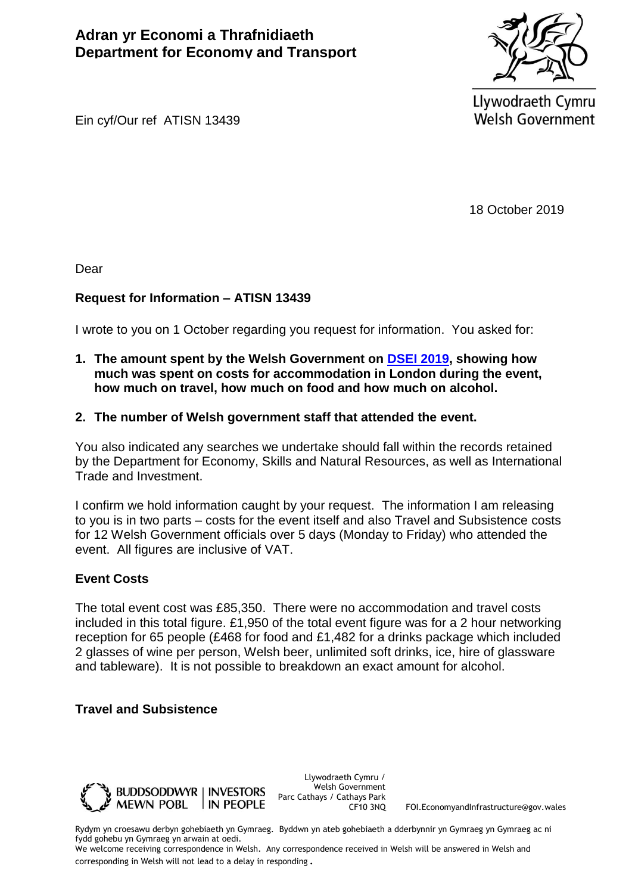# Adran yr Economi a Thrafnidiaeth
# Department for Economy and Transport

Llywodraeth Cymru
Welsh Government

Ein cyf/Our ref ATISN 13439

18 October 2019

Dear

**Request for Information – ATISN 13439**

I wrote to you on 1 October regarding you request for information. You asked for:

1. **The amount spent by the Welsh Government on DSEI 2019, showing how much was spent on costs for accommodation in London during the event, how much on travel, how much on food and how much on alcohol.**

2. **The number of Welsh government staff that attended the event.**

You also indicated any searches we undertake should fall within the records retained by the Department for Economy, Skills and Natural Resources, as well as International Trade and Investment.

I confirm we hold information caught by your request. The information I am releasing to you is in two parts – costs for the event itself and also Travel and Subsistence costs for 12 Welsh Government officials over 5 days (Monday to Friday) who attended the event. All figures are inclusive of VAT.

## Event Costs

The total event cost was £85,350. There were no accommodation and travel costs included in this total figure. £1,950 of the total event figure was for a 2 hour networking reception for 65 people (£468 for food and £1,482 for a drinks package which included 2 glasses of wine per person, Welsh beer, unlimited soft drinks, ice, hire of glassware and tableware). It is not possible to breakdown an exact amount for alcohol.

## Travel and Subsistence

BUDDSODDWYR MEWN POBL | INVESTORS IN PEOPLE

Llywodraeth Cymru / Welsh Government
Parc Cathays / Cathays Park
CF10 3NQ

FOI.EconomyandInfrastructure@gov.wales

Rydym yn croesawu derbyn gohebiaeth yn Gymraeg. Byddwn yn ateb gohebiaeth a dderbynnir yn Gymraeg yn Gymraeg ac ni fydd gohebu yn Gymraeg yn arwain at oedi.
We welcome receiving correspondence in Welsh. Any correspondence received in Welsh will be answered in Welsh and corresponding in Welsh will not lead to a delay in responding.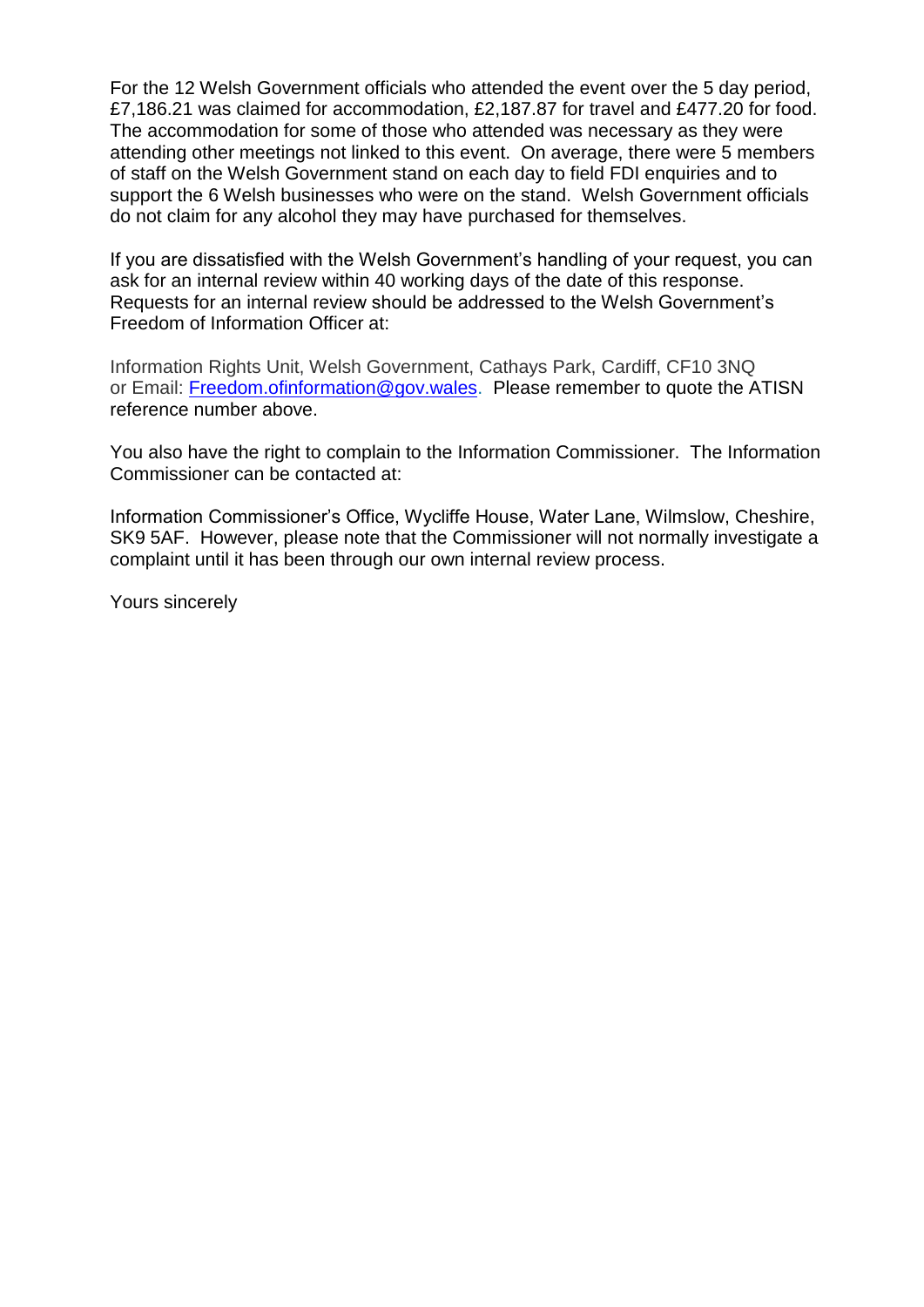For the 12 Welsh Government officials who attended the event over the 5 day period, £7,186.21 was claimed for accommodation, £2,187.87 for travel and £477.20 for food. The accommodation for some of those who attended was necessary as they were attending other meetings not linked to this event. On average, there were 5 members of staff on the Welsh Government stand on each day to field FDI enquiries and to support the 6 Welsh businesses who were on the stand. Welsh Government officials do not claim for any alcohol they may have purchased for themselves.

If you are dissatisfied with the Welsh Government's handling of your request, you can ask for an internal review within 40 working days of the date of this response. Requests for an internal review should be addressed to the Welsh Government's Freedom of Information Officer at:

Information Rights Unit, Welsh Government, Cathays Park, Cardiff, CF10 3NQ
or Email: Freedom.ofinformation@gov.wales. Please remember to quote the ATISN reference number above.

You also have the right to complain to the Information Commissioner. The Information Commissioner can be contacted at:

Information Commissioner's Office, Wycliffe House, Water Lane, Wilmslow, Cheshire, SK9 5AF. However, please note that the Commissioner will not normally investigate a complaint until it has been through our own internal review process.

Yours sincerely